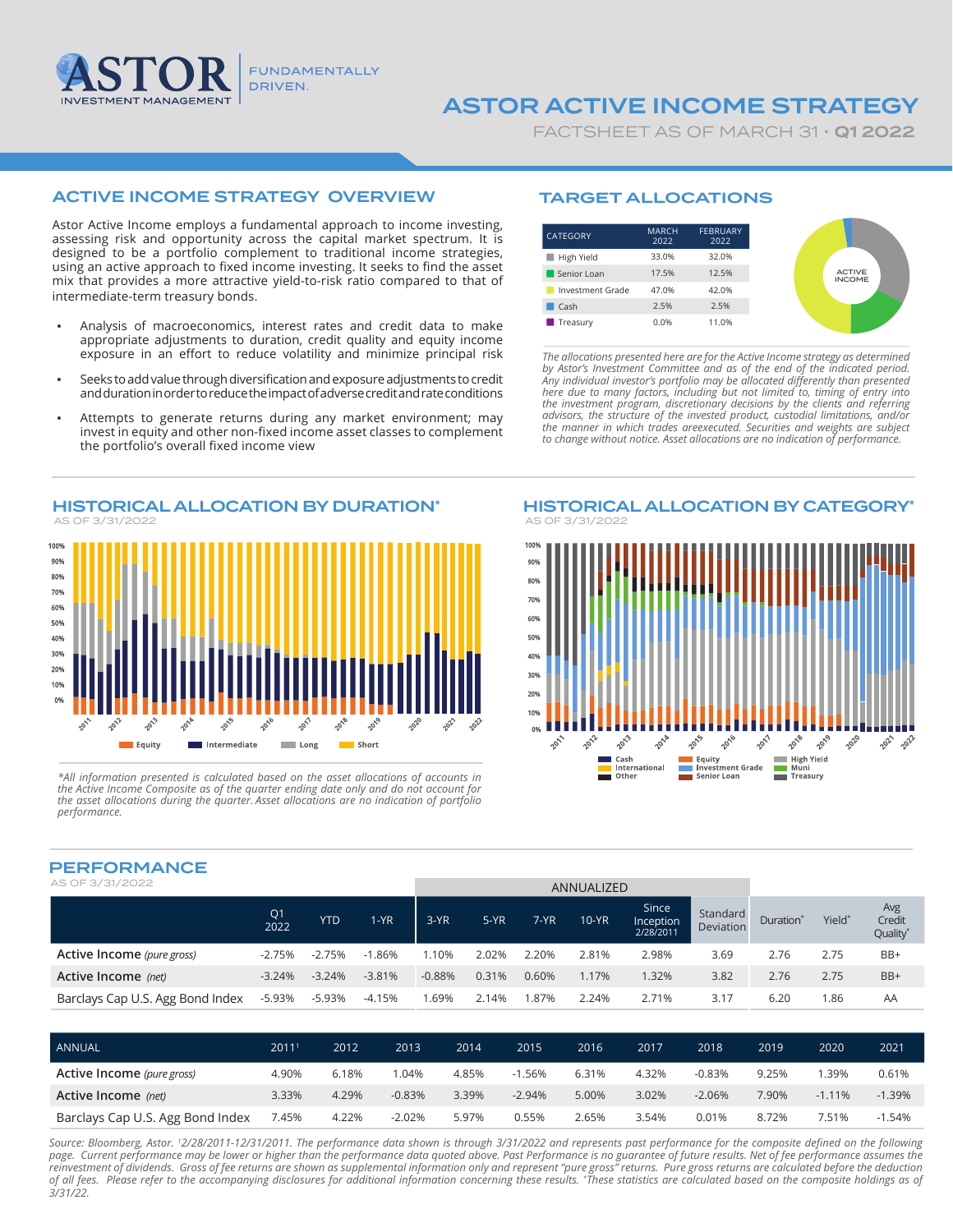# ASTOR ACTIVE INCOME STRATEGY

FACTSHEET AS OF MARCH 31 · **Q1 2022**

## ACTIVE INCOME STRATEGY OVERVIEW

Astor Active Income employs a fundamental approach to income investing, assessing risk and opportunity across the capital market spectrum. It is designed to be a portfolio complement to traditional income strategies, using an active approach to fixed income investing. It seeks to find the asset mix that provides a more attractive yield-to-risk ratio compared to that of intermediate-term treasury bonds.

- Analysis of macroeconomics, interest rates and credit data to make appropriate adjustments to duration, credit quality and equity income exposure in an effort to reduce volatility and minimize principal risk
- Seeks to add value through diversification and exposure adjustments to credit and duration in order to reduce the impact of adverse credit and rate conditions
- Attempts to generate returns during any market environment; may invest in equity and other non-fixed income asset classes to complement the portfolio's overall fixed income view

## TARGET ALLOCATIONS

| CATEGORY | MARCH 2022 | FEBRUARY 2022 |
|---|---|---|
| High Yield | 33.0% | 32.0% |
| Senior Loan | 17.5% | 12.5% |
| Investment Grade | 47.0% | 42.0% |
| Cash | 2.5% | 2.5% |
| Treasury | 0.0% | 11.0% |

ACTIVE INCOME

*The allocations presented here are for the Active Income strategy as determined by Astor's Investment Committee and as of the end of the indicated period. Any individual investor's portfolio may be allocated differently than presented here due to many factors, including but not limited to, timing of entry into the investment program, discretionary decisions by the clients and referring advisors, the structure of the invested product, custodial limitations, and/or the manner in which trades areexecuted. Securities and weights are subject to change without notice. Asset allocations are no indication of performance.*

## HISTORICAL ALLOCATION BY DURATION*

AS OF 3/31/2022

Equity · Intermediate · Long · Short

*\*All information presented is calculated based on the asset allocations of accounts in the Active Income Composite as of the quarter ending date only and do not account for the asset allocations during the quarter. Asset allocations are no indication of portfolio performance.*

## HISTORICAL ALLOCATION BY CATEGORY*

AS OF 3/31/2022

Cash · Equity · High Yield · International · Investment Grade · Muni · Other · Senior Loan · Treasury

## PERFORMANCE

AS OF 3/31/2022

| | Q1 2022 | YTD | 1-YR | 3-YR | 5-YR | 7-YR | 10-YR | Since Inception 2/28/2011 | Standard Deviation | Duration* | Yield* | Avg Credit Quality* |
|---|---|---|---|---|---|---|---|---|---|---|---|---|
| | | | | ANNUALIZED | | | | | | | | |
| **Active Income** *(pure gross)* | -2.75% | -2.75% | -1.86% | 1.10% | 2.02% | 2.20% | 2.81% | 2.98% | 3.69 | 2.76 | 2.75 | BB+ |
| **Active Income** *(net)* | -3.24% | -3.24% | -3.81% | -0.88% | 0.31% | 0.60% | 1.17% | 1.32% | 3.82 | 2.76 | 2.75 | BB+ |
| Barclays Cap U.S. Agg Bond Index | -5.93% | -5.93% | -4.15% | 1.69% | 2.14% | 1.87% | 2.24% | 2.71% | 3.17 | 6.20 | 1.86 | AA |

| ANNUAL | 2011[1] | 2012 | 2013 | 2014 | 2015 | 2016 | 2017 | 2018 | 2019 | 2020 | 2021 |
|---|---|---|---|---|---|---|---|---|---|---|---|
| **Active Income** *(pure gross)* | 4.90% | 6.18% | 1.04% | 4.85% | -1.56% | 6.31% | 4.32% | -0.83% | 9.25% | 1.39% | 0.61% |
| **Active Income** *(net)* | 3.33% | 4.29% | -0.83% | 3.39% | -2.94% | 5.00% | 3.02% | -2.06% | 7.90% | -1.11% | -1.39% |
| Barclays Cap U.S. Agg Bond Index | 7.45% | 4.22% | -2.02% | 5.97% | 0.55% | 2.65% | 3.54% | 0.01% | 8.72% | 7.51% | -1.54% |

*Source: Bloomberg, Astor. [1]2/28/2011-12/31/2011. The performance data shown is through 3/31/2022 and represents past performance for the composite defined on the following page. Current performance may be lower or higher than the performance data quoted above. Past Performance is no guarantee of future results. Net of fee performance assumes the reinvestment of dividends. Gross of fee returns are shown as supplemental information only and represent "pure gross" returns. Pure gross returns are calculated before the deduction of all fees. Please refer to the accompanying disclosures for additional information concerning these results. \*These statistics are calculated based on the composite holdings as of 3/31/22.*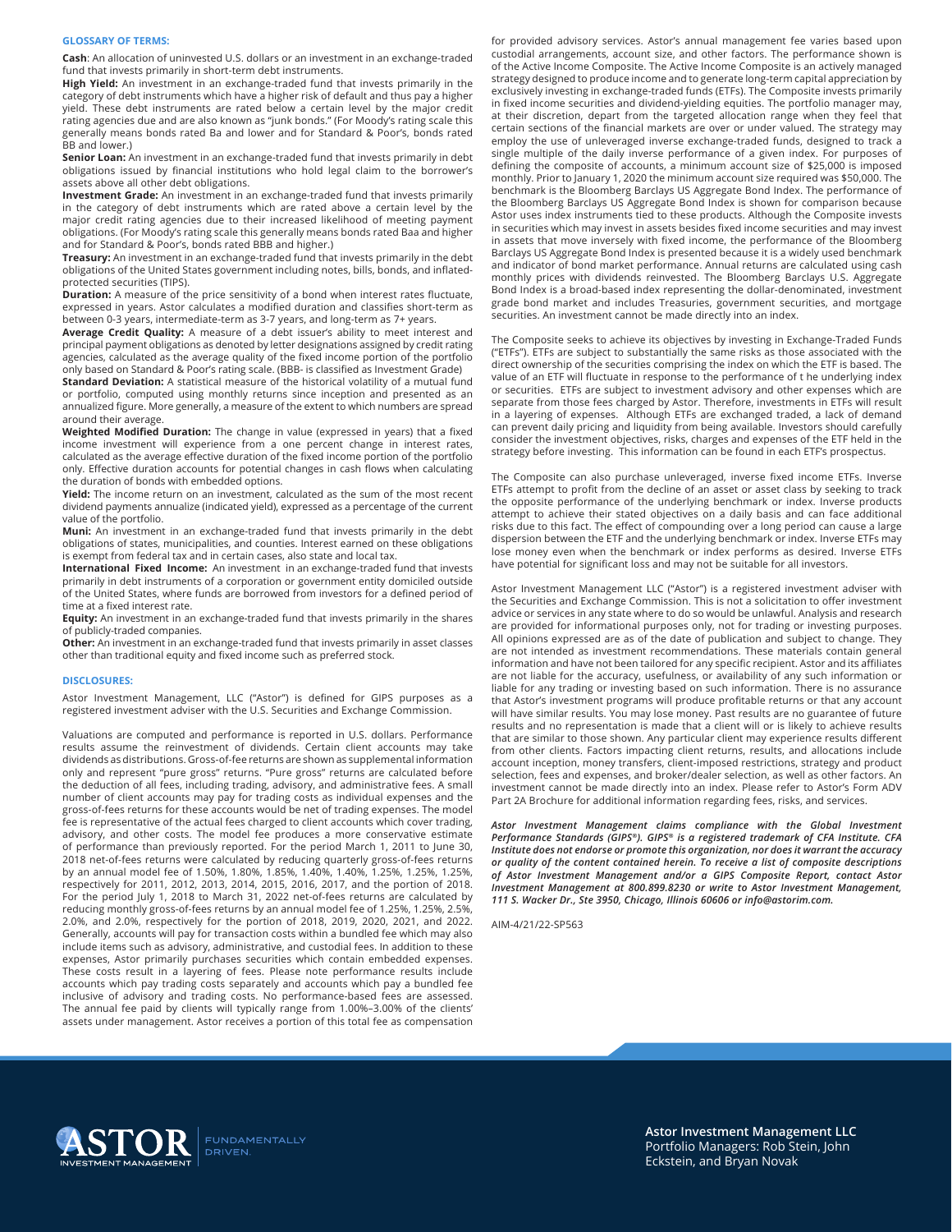## GLOSSARY OF TERMS:

**Cash**: An allocation of uninvested U.S. dollars or an investment in an exchange-traded fund that invests primarily in short-term debt instruments.

**High Yield:** An investment in an exchange-traded fund that invests primarily in the category of debt instruments which have a higher risk of default and thus pay a higher yield. These debt instruments are rated below a certain level by the major credit rating agencies due and are also known as "junk bonds." (For Moody's rating scale this generally means bonds rated Ba and lower and for Standard & Poor's, bonds rated BB and lower.)

**Senior Loan:** An investment in an exchange-traded fund that invests primarily in debt obligations issued by financial institutions who hold legal claim to the borrower's assets above all other debt obligations.

**Investment Grade:** An investment in an exchange-traded fund that invests primarily in the category of debt instruments which are rated above a certain level by the major credit rating agencies due to their increased likelihood of meeting payment obligations. (For Moody's rating scale this generally means bonds rated Baa and higher and for Standard & Poor's, bonds rated BBB and higher.)

**Treasury:** An investment in an exchange-traded fund that invests primarily in the debt obligations of the United States government including notes, bills, bonds, and inflated-protected securities (TIPS).

**Duration:** A measure of the price sensitivity of a bond when interest rates fluctuate, expressed in years. Astor calculates a modified duration and classifies short-term as between 0-3 years, intermediate-term as 3-7 years, and long-term as 7+ years.

**Average Credit Quality:** A measure of a debt issuer's ability to meet interest and principal payment obligations as denoted by letter designations assigned by credit rating agencies, calculated as the average quality of the fixed income portion of the portfolio only based on Standard & Poor's rating scale. (BBB- is classified as Investment Grade)

**Standard Deviation:** A statistical measure of the historical volatility of a mutual fund or portfolio, computed using monthly returns since inception and presented as an annualized figure. More generally, a measure of the extent to which numbers are spread around their average.

**Weighted Modified Duration:** The change in value (expressed in years) that a fixed income investment will experience from a one percent change in interest rates, calculated as the average effective duration of the fixed income portion of the portfolio only. Effective duration accounts for potential changes in cash flows when calculating the duration of bonds with embedded options.

**Yield:** The income return on an investment, calculated as the sum of the most recent dividend payments annualize (indicated yield), expressed as a percentage of the current value of the portfolio.

**Muni:** An investment in an exchange-traded fund that invests primarily in the debt obligations of states, municipalities, and counties. Interest earned on these obligations is exempt from federal tax and in certain cases, also state and local tax.

**International Fixed Income:** An investment in an exchange-traded fund that invests primarily in debt instruments of a corporation or government entity domiciled outside of the United States, where funds are borrowed from investors for a defined period of time at a fixed interest rate.

**Equity:** An investment in an exchange-traded fund that invests primarily in the shares of publicly-traded companies.

**Other:** An investment in an exchange-traded fund that invests primarily in asset classes other than traditional equity and fixed income such as preferred stock.

## DISCLOSURES:

Astor Investment Management, LLC ("Astor") is defined for GIPS purposes as a registered investment adviser with the U.S. Securities and Exchange Commission.

Valuations are computed and performance is reported in U.S. dollars. Performance results assume the reinvestment of dividends. Certain client accounts may take dividends as distributions. Gross-of-fee returns are shown as supplemental information only and represent "pure gross" returns. "Pure gross" returns are calculated before the deduction of all fees, including trading, advisory, and administrative fees. A small number of client accounts may pay for trading costs as individual expenses and the gross-of-fees returns for these accounts would be net of trading expenses. The model fee is representative of the actual fees charged to client accounts which cover trading, advisory, and other costs. The model fee produces a more conservative estimate of performance than previously reported. For the period March 1, 2011 to June 30, 2018 net-of-fees returns were calculated by reducing quarterly gross-of-fees returns by an annual model fee of 1.50%, 1.80%, 1.85%, 1.40%, 1.40%, 1.25%, 1.25%, 1.25%, respectively for 2011, 2012, 2013, 2014, 2015, 2016, 2017, and the portion of 2018. For the period July 1, 2018 to March 31, 2022 net-of-fees returns are calculated by reducing monthly gross-of-fees returns by an annual model fee of 1.25%, 1.25%, 2.5%, 2.0%, and 2.0%, respectively for the portion of 2018, 2019, 2020, 2021, and 2022. Generally, accounts will pay for transaction costs within a bundled fee which may also include items such as advisory, administrative, and custodial fees. In addition to these expenses, Astor primarily purchases securities which contain embedded expenses. These costs result in a layering of fees. Please note performance results include accounts which pay trading costs separately and accounts which pay a bundled fee inclusive of advisory and trading costs. No performance-based fees are assessed. The annual fee paid by clients will typically range from 1.00%–3.00% of the clients' assets under management. Astor receives a portion of this total fee as compensation for provided advisory services. Astor's annual management fee varies based upon custodial arrangements, account size, and other factors. The performance shown is of the Active Income Composite. The Active Income Composite is an actively managed strategy designed to produce income and to generate long-term capital appreciation by exclusively investing in exchange-traded funds (ETFs). The Composite invests primarily in fixed income securities and dividend-yielding equities. The portfolio manager may, at their discretion, depart from the targeted allocation range when they feel that certain sections of the financial markets are over or under valued. The strategy may employ the use of unleveraged inverse exchange-traded funds, designed to track a single multiple of the daily inverse performance of a given index. For purposes of defining the composite of accounts, a minimum account size of $25,000 is imposed monthly. Prior to January 1, 2020 the minimum account size required was $50,000. The benchmark is the Bloomberg Barclays US Aggregate Bond Index. The performance of the Bloomberg Barclays US Aggregate Bond Index is shown for comparison because Astor uses index instruments tied to these products. Although the Composite invests in securities which may invest in assets besides fixed income securities and may invest in assets that move inversely with fixed income, the performance of the Bloomberg Barclays US Aggregate Bond Index is presented because it is a widely used benchmark and indicator of bond market performance. Annual returns are calculated using cash monthly prices with dividends reinvested. The Bloomberg Barclays U.S. Aggregate Bond Index is a broad-based index representing the dollar-denominated, investment grade bond market and includes Treasuries, government securities, and mortgage securities. An investment cannot be made directly into an index.

The Composite seeks to achieve its objectives by investing in Exchange-Traded Funds ("ETFs"). ETFs are subject to substantially the same risks as those associated with the direct ownership of the securities comprising the index on which the ETF is based. The value of an ETF will fluctuate in response to the performance of t he underlying index or securities. ETFs are subject to investment advisory and other expenses which are separate from those fees charged by Astor. Therefore, investments in ETFs will result in a layering of expenses. Although ETFs are exchange traded, a lack of demand can prevent daily pricing and liquidity from being available. Investors should carefully consider the investment objectives, risks, charges and expenses of the ETF held in the strategy before investing. This information can be found in each ETF's prospectus.

The Composite can also purchase unleveraged, inverse fixed income ETFs. Inverse ETFs attempt to profit from the decline of an asset or asset class by seeking to track the opposite performance of the underlying benchmark or index. Inverse products attempt to achieve their stated objectives on a daily basis and can face additional risks due to this fact. The effect of compounding over a long period can cause a large dispersion between the ETF and the underlying benchmark or index. Inverse ETFs may lose money even when the benchmark or index performs as desired. Inverse ETFs have potential for significant loss and may not be suitable for all investors.

Astor Investment Management LLC ("Astor") is a registered investment adviser with the Securities and Exchange Commission. This is not a solicitation to offer investment advice or services in any state where to do so would be unlawful. Analysis and research are provided for informational purposes only, not for trading or investing purposes. All opinions expressed are as of the date of publication and subject to change. They are not intended as investment recommendations. These materials contain general information and have not been tailored for any specific recipient. Astor and its affiliates are not liable for the accuracy, usefulness, or availability of any such information or liable for any trading or investing based on such information. There is no assurance that Astor's investment programs will produce profitable returns or that any account will have similar results. You may lose money. Past results are no guarantee of future results and no representation is made that a client will or is likely to achieve results that are similar to those shown. Any particular client may experience results different from other clients. Factors impacting client returns, results, and allocations include account inception, money transfers, client-imposed restrictions, strategy and product selection, fees and expenses, and broker/dealer selection, as well as other factors. An investment cannot be made directly into an index. Please refer to Astor's Form ADV Part 2A Brochure for additional information regarding fees, risks, and services.

***Astor Investment Management claims compliance with the Global Investment Performance Standards (GIPS®). GIPS® is a registered trademark of CFA Institute. CFA Institute does not endorse or promote this organization, nor does it warrant the accuracy or quality of the content contained herein. To receive a list of composite descriptions of Astor Investment Management and/or a GIPS Composite Report, contact Astor Investment Management at 800.899.8230 or write to Astor Investment Management, 111 S. Wacker Dr., Ste 3950, Chicago, Illinois 60606 or info@astorim.com.***

AIM-4/21/22-SP563

ASTOR INVESTMENT MANAGEMENT | FUNDAMENTALLY DRIVEN.

**Astor Investment Management LLC**
Portfolio Managers: Rob Stein, John Eckstein, and Bryan Novak